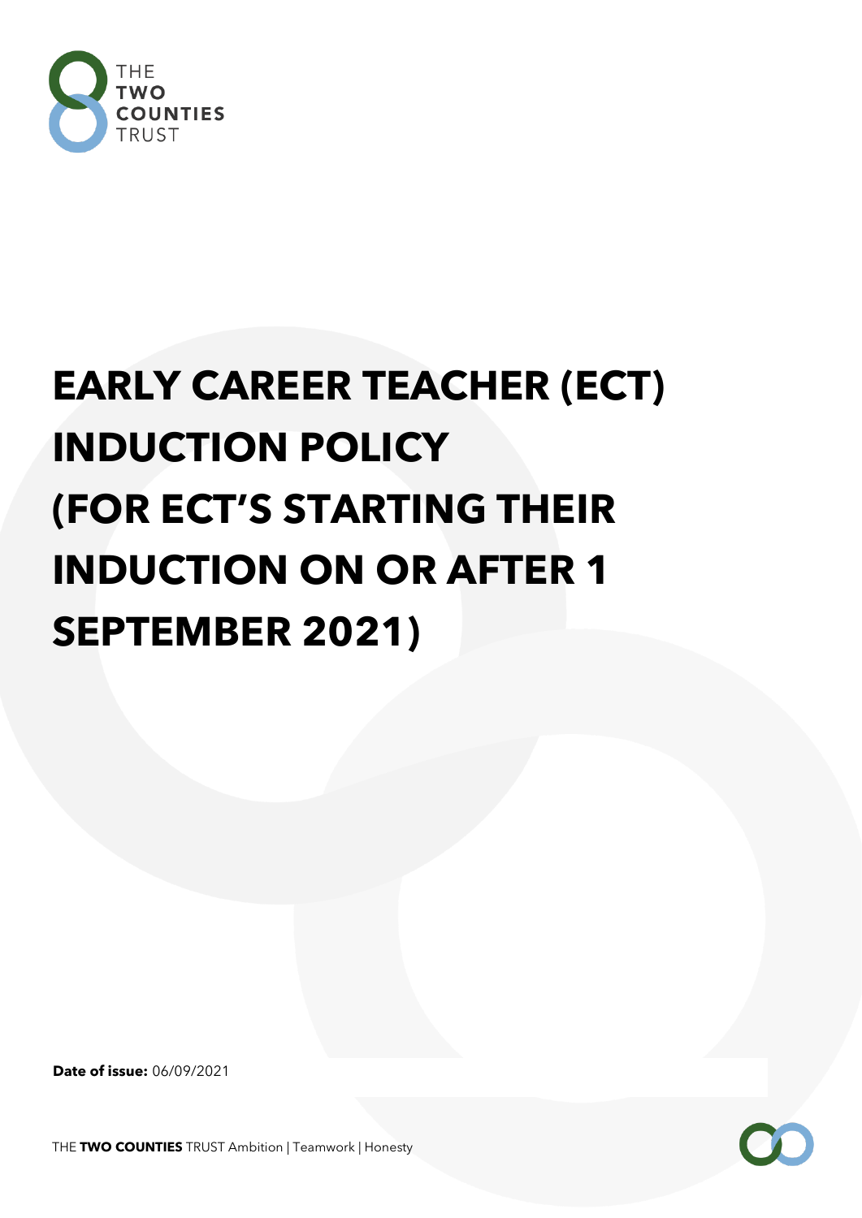THE **TWO COUNTIES** TRUST

# EARLY CAREER TEACHER (ECT) INDUCTION POLICY (FOR ECT'S STARTING THEIR INDUCTION ON OR AFTER 1 SEPTEMBER 2021)

**Date of issue:** 06/09/2021

THE **TWO COUNTIES** TRUST Ambition | Teamwork | Honesty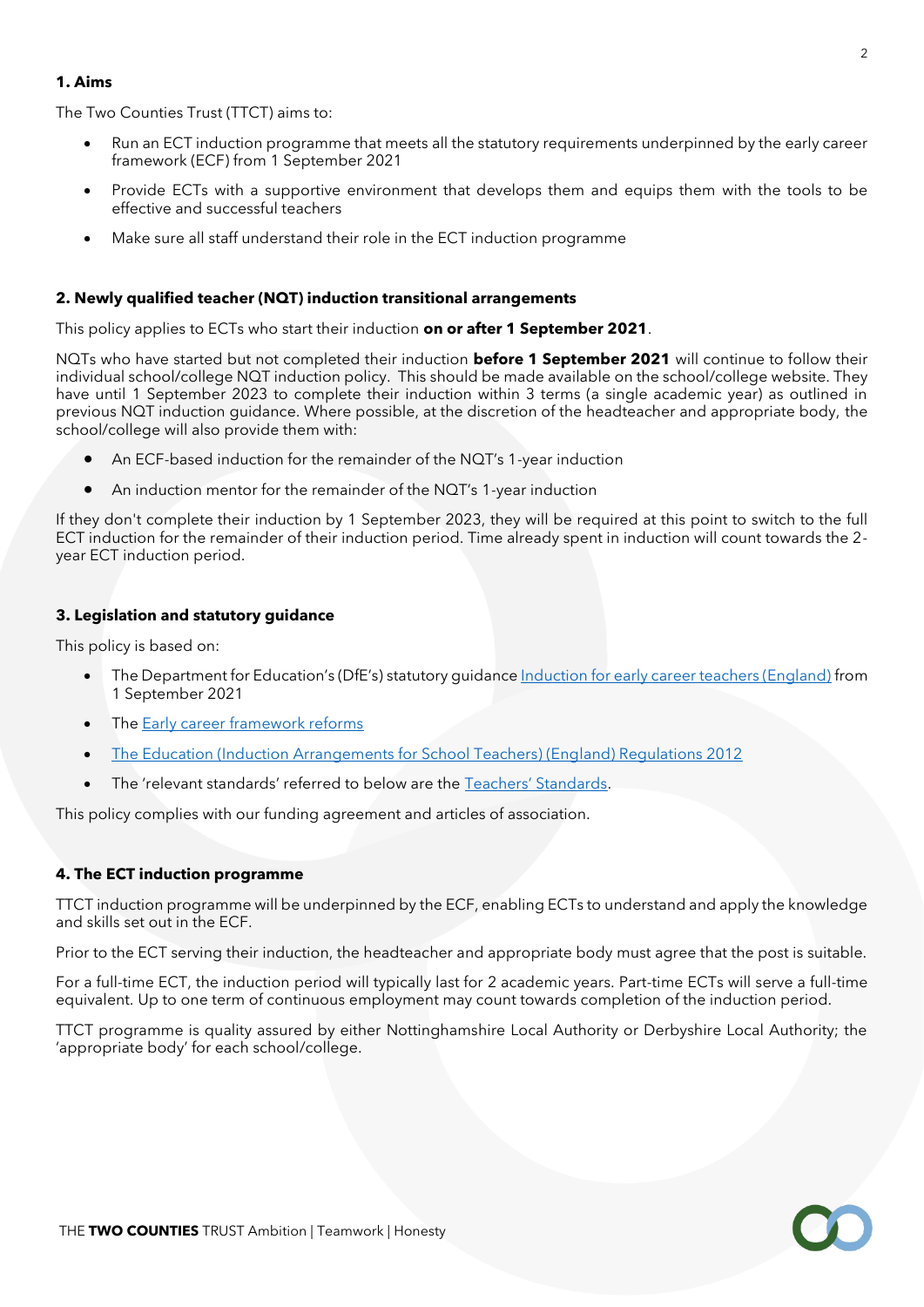## 1. Aims

The Two Counties Trust (TTCT) aims to:

- Run an ECT induction programme that meets all the statutory requirements underpinned by the early career framework (ECF) from 1 September 2021
- Provide ECTs with a supportive environment that develops them and equips them with the tools to be effective and successful teachers
- Make sure all staff understand their role in the ECT induction programme

## 2. Newly qualified teacher (NQT) induction transitional arrangements

This policy applies to ECTs who start their induction **on or after 1 September 2021**.

NQTs who have started but not completed their induction **before 1 September 2021** will continue to follow their individual school/college NQT induction policy. This should be made available on the school/college website. They have until 1 September 2023 to complete their induction within 3 terms (a single academic year) as outlined in previous NQT induction guidance. Where possible, at the discretion of the headteacher and appropriate body, the school/college will also provide them with:

- An ECF-based induction for the remainder of the NQT's 1-year induction
- An induction mentor for the remainder of the NQT's 1-year induction

If they don't complete their induction by 1 September 2023, they will be required at this point to switch to the full ECT induction for the remainder of their induction period. Time already spent in induction will count towards the 2-year ECT induction period.

## 3. Legislation and statutory guidance

This policy is based on:

- The Department for Education's (DfE's) statutory guidance Induction for early career teachers (England) from 1 September 2021
- The Early career framework reforms
- The Education (Induction Arrangements for School Teachers) (England) Regulations 2012
- The 'relevant standards' referred to below are the Teachers' Standards.

This policy complies with our funding agreement and articles of association.

## 4. The ECT induction programme

TTCT induction programme will be underpinned by the ECF, enabling ECTs to understand and apply the knowledge and skills set out in the ECF.

Prior to the ECT serving their induction, the headteacher and appropriate body must agree that the post is suitable.

For a full-time ECT, the induction period will typically last for 2 academic years. Part-time ECTs will serve a full-time equivalent. Up to one term of continuous employment may count towards completion of the induction period.

TTCT programme is quality assured by either Nottinghamshire Local Authority or Derbyshire Local Authority; the 'appropriate body' for each school/college.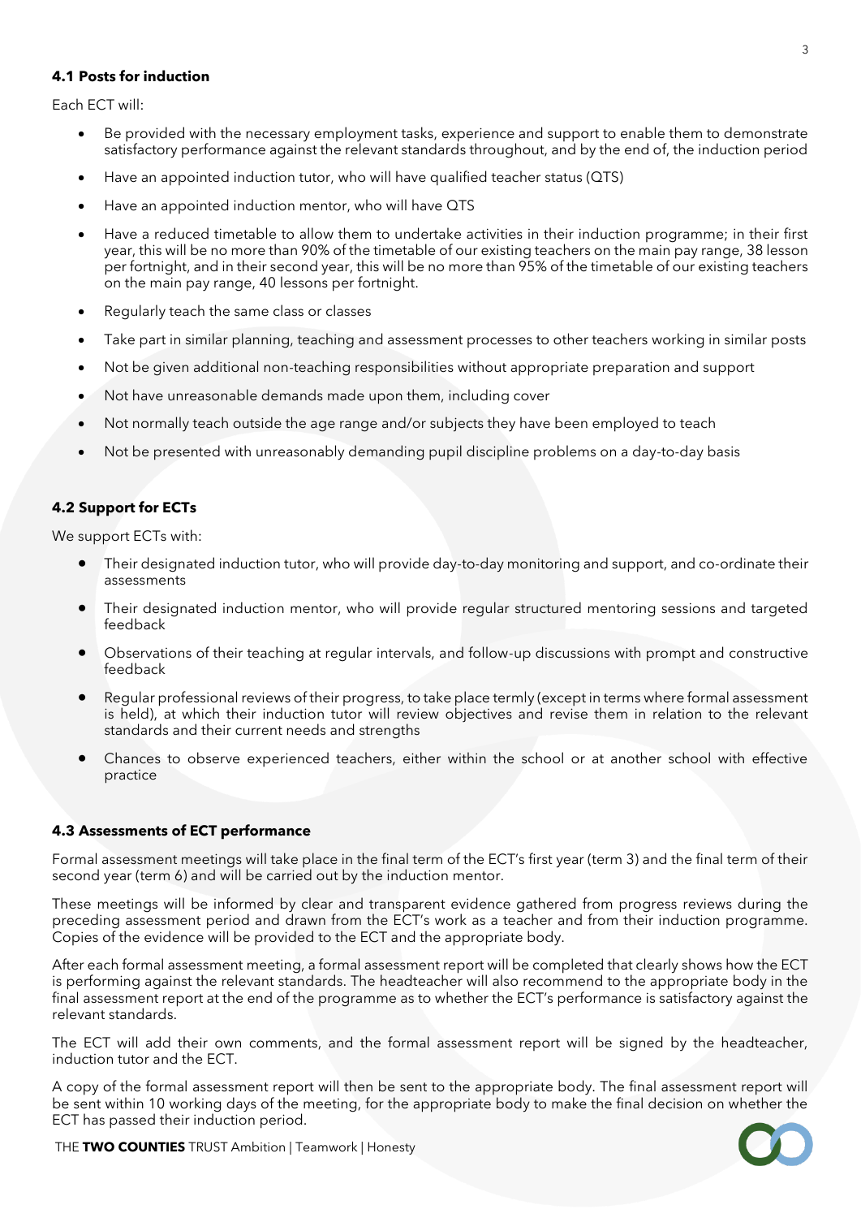#### 4.1 Posts for induction

Each ECT will:

- Be provided with the necessary employment tasks, experience and support to enable them to demonstrate satisfactory performance against the relevant standards throughout, and by the end of, the induction period
- Have an appointed induction tutor, who will have qualified teacher status (QTS)
- Have an appointed induction mentor, who will have QTS
- Have a reduced timetable to allow them to undertake activities in their induction programme; in their first year, this will be no more than 90% of the timetable of our existing teachers on the main pay range, 38 lesson per fortnight, and in their second year, this will be no more than 95% of the timetable of our existing teachers on the main pay range, 40 lessons per fortnight.
- Regularly teach the same class or classes
- Take part in similar planning, teaching and assessment processes to other teachers working in similar posts
- Not be given additional non-teaching responsibilities without appropriate preparation and support
- Not have unreasonable demands made upon them, including cover
- Not normally teach outside the age range and/or subjects they have been employed to teach
- Not be presented with unreasonably demanding pupil discipline problems on a day-to-day basis

#### 4.2 Support for ECTs

We support ECTs with:

- Their designated induction tutor, who will provide day-to-day monitoring and support, and co-ordinate their assessments
- Their designated induction mentor, who will provide regular structured mentoring sessions and targeted feedback
- Observations of their teaching at regular intervals, and follow-up discussions with prompt and constructive feedback
- Regular professional reviews of their progress, to take place termly (except in terms where formal assessment is held), at which their induction tutor will review objectives and revise them in relation to the relevant standards and their current needs and strengths
- Chances to observe experienced teachers, either within the school or at another school with effective practice

#### 4.3 Assessments of ECT performance

Formal assessment meetings will take place in the final term of the ECT's first year (term 3) and the final term of their second year (term 6) and will be carried out by the induction mentor.

These meetings will be informed by clear and transparent evidence gathered from progress reviews during the preceding assessment period and drawn from the ECT's work as a teacher and from their induction programme. Copies of the evidence will be provided to the ECT and the appropriate body.

After each formal assessment meeting, a formal assessment report will be completed that clearly shows how the ECT is performing against the relevant standards. The headteacher will also recommend to the appropriate body in the final assessment report at the end of the programme as to whether the ECT's performance is satisfactory against the relevant standards.

The ECT will add their own comments, and the formal assessment report will be signed by the headteacher, induction tutor and the ECT.

A copy of the formal assessment report will then be sent to the appropriate body. The final assessment report will be sent within 10 working days of the meeting, for the appropriate body to make the final decision on whether the ECT has passed their induction period.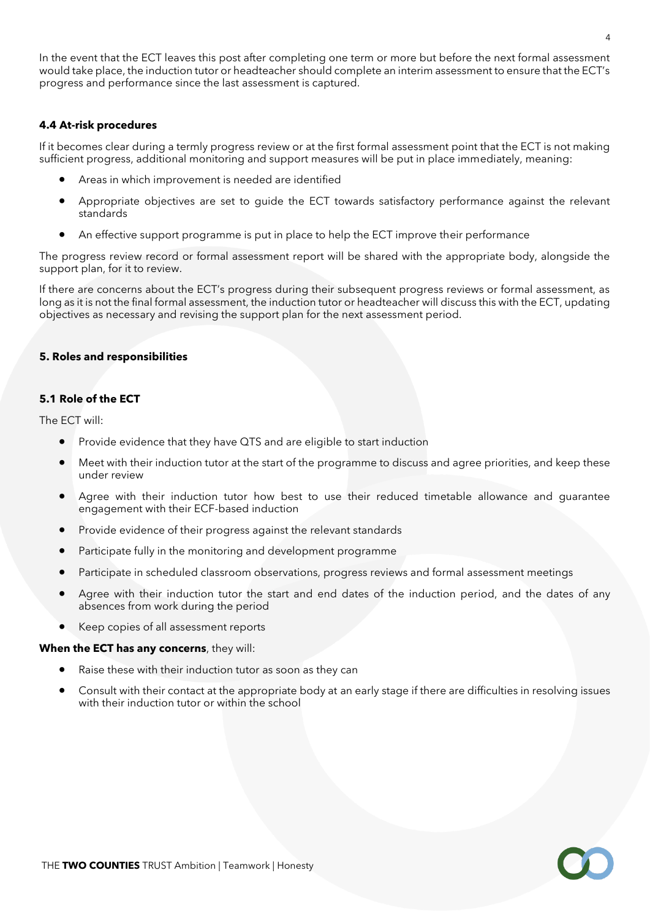In the event that the ECT leaves this post after completing one term or more but before the next formal assessment would take place, the induction tutor or headteacher should complete an interim assessment to ensure that the ECT's progress and performance since the last assessment is captured.

### 4.4 At-risk procedures

If it becomes clear during a termly progress review or at the first formal assessment point that the ECT is not making sufficient progress, additional monitoring and support measures will be put in place immediately, meaning:

- Areas in which improvement is needed are identified
- Appropriate objectives are set to guide the ECT towards satisfactory performance against the relevant standards
- An effective support programme is put in place to help the ECT improve their performance

The progress review record or formal assessment report will be shared with the appropriate body, alongside the support plan, for it to review.

If there are concerns about the ECT's progress during their subsequent progress reviews or formal assessment, as long as it is not the final formal assessment, the induction tutor or headteacher will discuss this with the ECT, updating objectives as necessary and revising the support plan for the next assessment period.

## 5. Roles and responsibilities

### 5.1 Role of the ECT

The ECT will:

- Provide evidence that they have QTS and are eligible to start induction
- Meet with their induction tutor at the start of the programme to discuss and agree priorities, and keep these under review
- Agree with their induction tutor how best to use their reduced timetable allowance and guarantee engagement with their ECF-based induction
- Provide evidence of their progress against the relevant standards
- Participate fully in the monitoring and development programme
- Participate in scheduled classroom observations, progress reviews and formal assessment meetings
- Agree with their induction tutor the start and end dates of the induction period, and the dates of any absences from work during the period
- Keep copies of all assessment reports

**When the ECT has any concerns**, they will:

- Raise these with their induction tutor as soon as they can
- Consult with their contact at the appropriate body at an early stage if there are difficulties in resolving issues with their induction tutor or within the school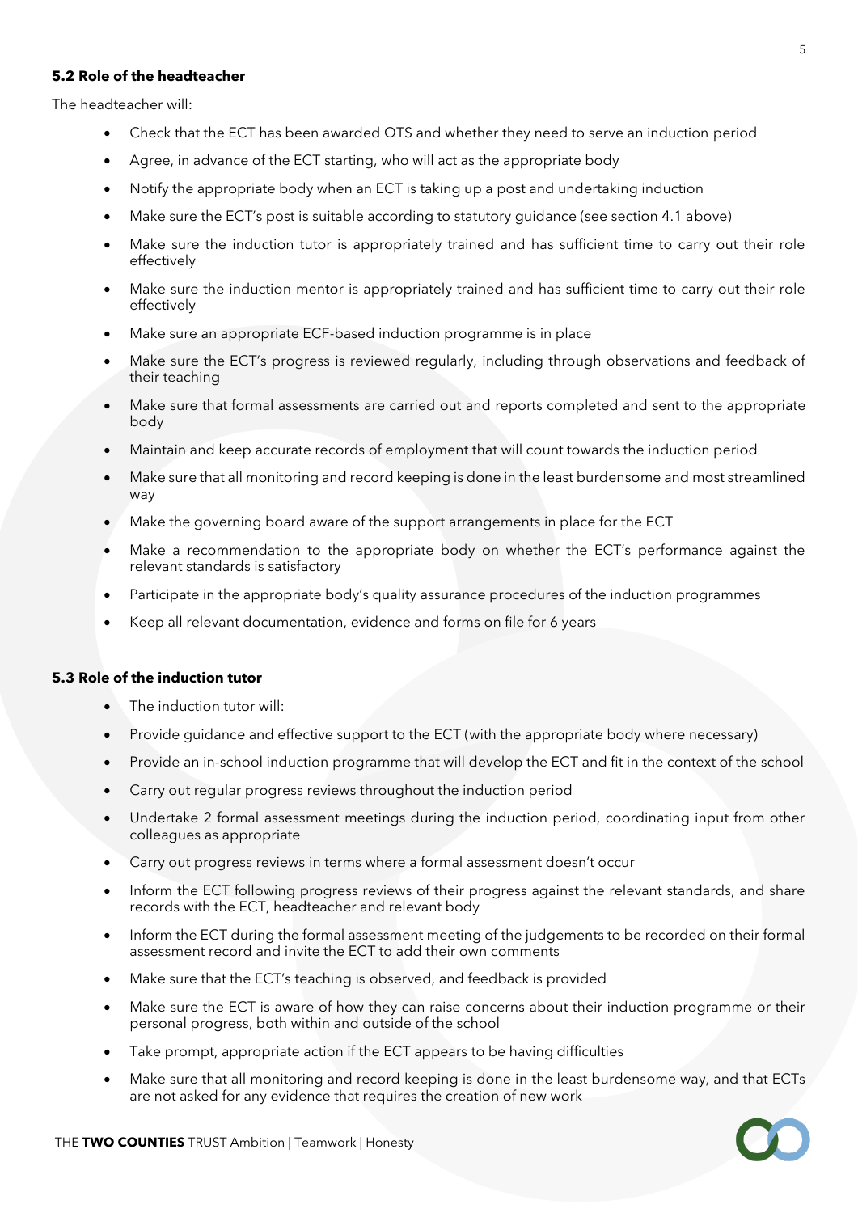### 5.2 Role of the headteacher

The headteacher will:

- Check that the ECT has been awarded QTS and whether they need to serve an induction period
- Agree, in advance of the ECT starting, who will act as the appropriate body
- Notify the appropriate body when an ECT is taking up a post and undertaking induction
- Make sure the ECT's post is suitable according to statutory guidance (see section 4.1 above)
- Make sure the induction tutor is appropriately trained and has sufficient time to carry out their role effectively
- Make sure the induction mentor is appropriately trained and has sufficient time to carry out their role effectively
- Make sure an appropriate ECF-based induction programme is in place
- Make sure the ECT's progress is reviewed regularly, including through observations and feedback of their teaching
- Make sure that formal assessments are carried out and reports completed and sent to the appropriate body
- Maintain and keep accurate records of employment that will count towards the induction period
- Make sure that all monitoring and record keeping is done in the least burdensome and most streamlined way
- Make the governing board aware of the support arrangements in place for the ECT
- Make a recommendation to the appropriate body on whether the ECT's performance against the relevant standards is satisfactory
- Participate in the appropriate body's quality assurance procedures of the induction programmes
- Keep all relevant documentation, evidence and forms on file for 6 years

### 5.3 Role of the induction tutor

- The induction tutor will:
- Provide guidance and effective support to the ECT (with the appropriate body where necessary)
- Provide an in-school induction programme that will develop the ECT and fit in the context of the school
- Carry out regular progress reviews throughout the induction period
- Undertake 2 formal assessment meetings during the induction period, coordinating input from other colleagues as appropriate
- Carry out progress reviews in terms where a formal assessment doesn't occur
- Inform the ECT following progress reviews of their progress against the relevant standards, and share records with the ECT, headteacher and relevant body
- Inform the ECT during the formal assessment meeting of the judgements to be recorded on their formal assessment record and invite the ECT to add their own comments
- Make sure that the ECT's teaching is observed, and feedback is provided
- Make sure the ECT is aware of how they can raise concerns about their induction programme or their personal progress, both within and outside of the school
- Take prompt, appropriate action if the ECT appears to be having difficulties
- Make sure that all monitoring and record keeping is done in the least burdensome way, and that ECTs are not asked for any evidence that requires the creation of new work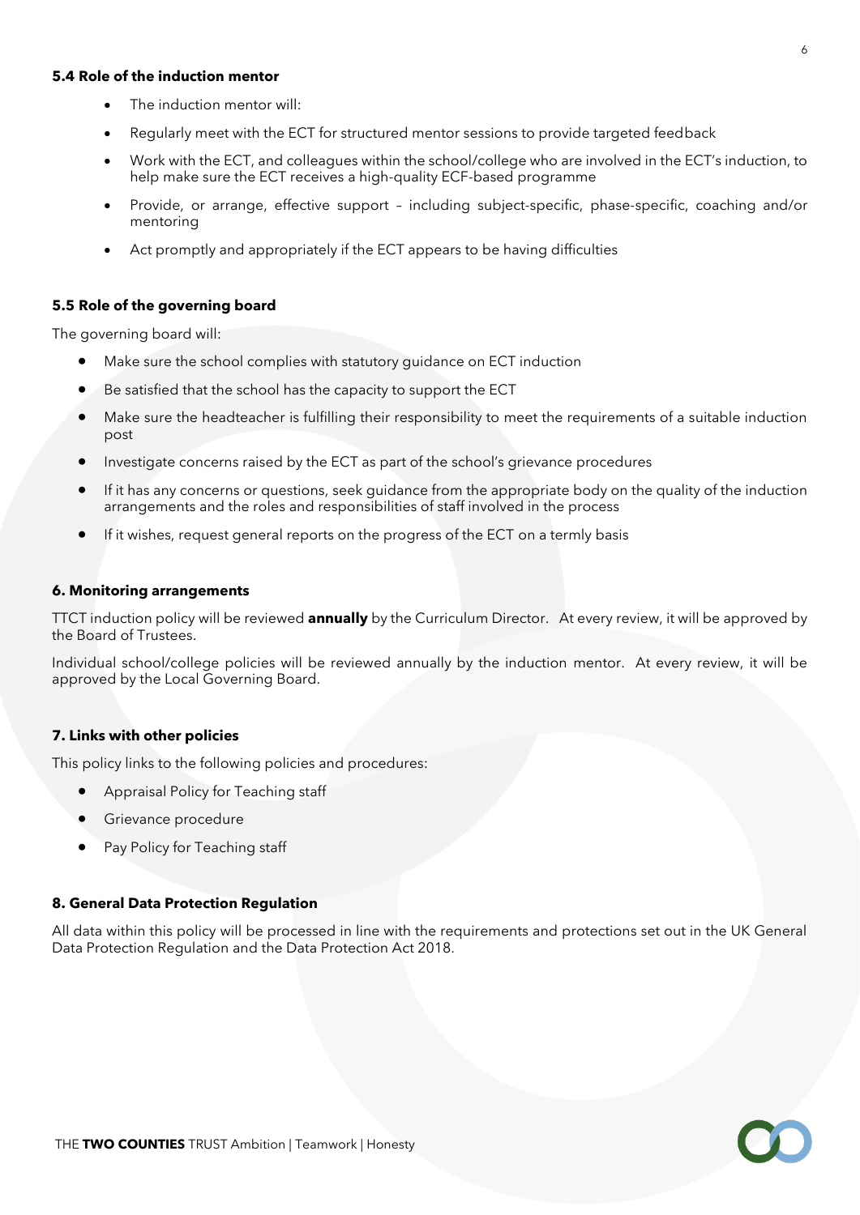### 5.4 Role of the induction mentor

- The induction mentor will:
- Regularly meet with the ECT for structured mentor sessions to provide targeted feedback
- Work with the ECT, and colleagues within the school/college who are involved in the ECT's induction, to help make sure the ECT receives a high-quality ECF-based programme
- Provide, or arrange, effective support – including subject-specific, phase-specific, coaching and/or mentoring
- Act promptly and appropriately if the ECT appears to be having difficulties

### 5.5 Role of the governing board

The governing board will:

- Make sure the school complies with statutory guidance on ECT induction
- Be satisfied that the school has the capacity to support the ECT
- Make sure the headteacher is fulfilling their responsibility to meet the requirements of a suitable induction post
- Investigate concerns raised by the ECT as part of the school's grievance procedures
- If it has any concerns or questions, seek guidance from the appropriate body on the quality of the induction arrangements and the roles and responsibilities of staff involved in the process
- If it wishes, request general reports on the progress of the ECT on a termly basis

## 6. Monitoring arrangements

TTCT induction policy will be reviewed **annually** by the Curriculum Director. At every review, it will be approved by the Board of Trustees.

Individual school/college policies will be reviewed annually by the induction mentor. At every review, it will be approved by the Local Governing Board.

## 7. Links with other policies

This policy links to the following policies and procedures:

- Appraisal Policy for Teaching staff
- Grievance procedure
- Pay Policy for Teaching staff

## 8. General Data Protection Regulation

All data within this policy will be processed in line with the requirements and protections set out in the UK General Data Protection Regulation and the Data Protection Act 2018.